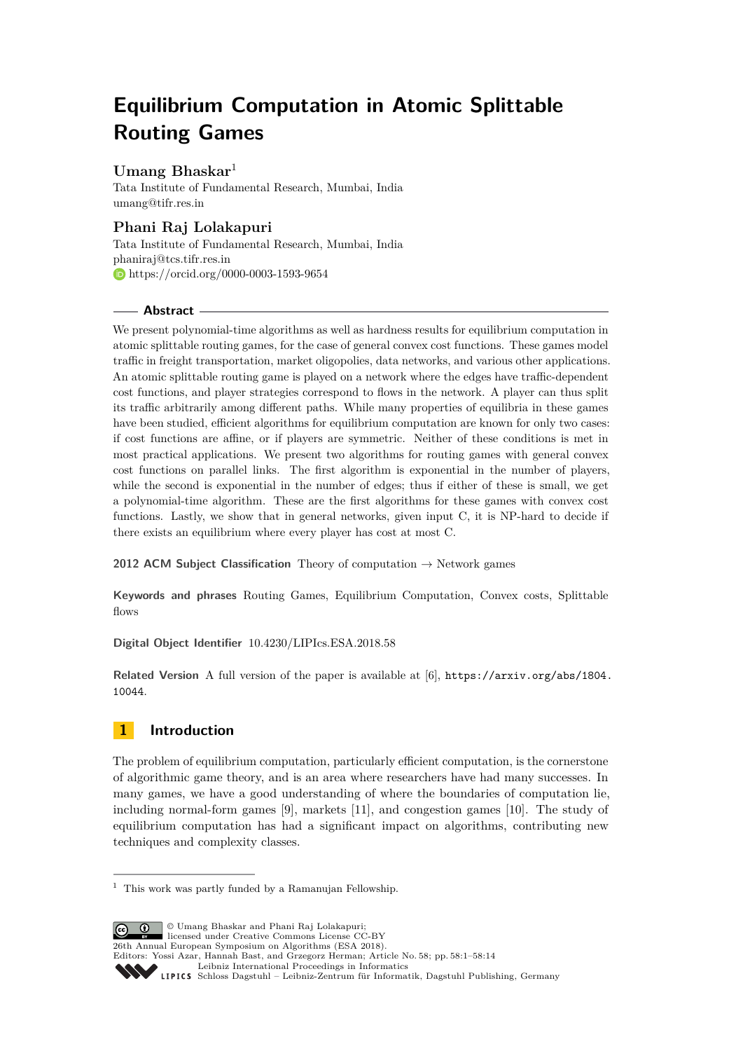# Equilibrium Computation in Atomic Splittable Routing Games

**Umang Bhaskar**[1]
Tata Institute of Fundamental Research, Mumbai, India
umang@tifr.res.in

**Phani Raj Lolakapuri**
Tata Institute of Fundamental Research, Mumbai, India
phaniraj@tcs.tifr.res.in
https://orcid.org/0000-0003-1593-9654

## Abstract

We present polynomial-time algorithms as well as hardness results for equilibrium computation in atomic splittable routing games, for the case of general convex cost functions. These games model traffic in freight transportation, market oligopolies, data networks, and various other applications. An atomic splittable routing game is played on a network where the edges have traffic-dependent cost functions, and player strategies correspond to flows in the network. A player can thus split its traffic arbitrarily among different paths. While many properties of equilibria in these games have been studied, efficient algorithms for equilibrium computation are known for only two cases: if cost functions are affine, or if players are symmetric. Neither of these conditions is met in most practical applications. We present two algorithms for routing games with general convex cost functions on parallel links. The first algorithm is exponential in the number of players, while the second is exponential in the number of edges; thus if either of these is small, we get a polynomial-time algorithm. These are the first algorithms for these games with convex cost functions. Lastly, we show that in general networks, given input C, it is NP-hard to decide if there exists an equilibrium where every player has cost at most C.

**2012 ACM Subject Classification** Theory of computation → Network games

**Keywords and phrases** Routing Games, Equilibrium Computation, Convex costs, Splittable flows

**Digital Object Identifier** 10.4230/LIPIcs.ESA.2018.58

**Related Version** A full version of the paper is available at [6], https://arxiv.org/abs/1804.10044.

## 1 Introduction

The problem of equilibrium computation, particularly efficient computation, is the cornerstone of algorithmic game theory, and is an area where researchers have had many successes. In many games, we have a good understanding of where the boundaries of computation lie, including normal-form games [9], markets [11], and congestion games [10]. The study of equilibrium computation has had a significant impact on algorithms, contributing new techniques and complexity classes.

[1] This work was partly funded by a Ramanujan Fellowship.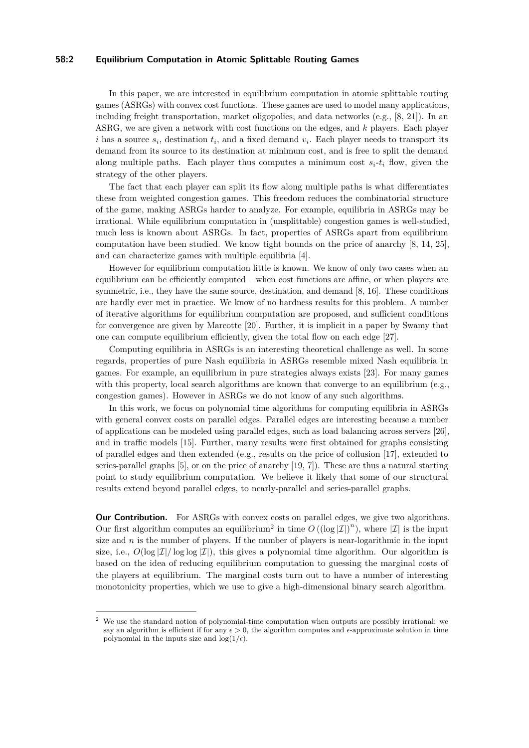In this paper, we are interested in equilibrium computation in atomic splittable routing games (ASRGs) with convex cost functions. These games are used to model many applications, including freight transportation, market oligopolies, and data networks (e.g., [8, 21]). In an ASRG, we are given a network with cost functions on the edges, and $k$ players. Each player $i$ has a source $s_i$, destination $t_i$, and a fixed demand $v_i$. Each player needs to transport its demand from its source to its destination at minimum cost, and is free to split the demand along multiple paths. Each player thus computes a minimum cost $s_i$-$t_i$ flow, given the strategy of the other players.

The fact that each player can split its flow along multiple paths is what differentiates these from weighted congestion games. This freedom reduces the combinatorial structure of the game, making ASRGs harder to analyze. For example, equilibria in ASRGs may be irrational. While equilibrium computation in (unsplittable) congestion games is well-studied, much less is known about ASRGs. In fact, properties of ASRGs apart from equilibrium computation have been studied. We know tight bounds on the price of anarchy [8, 14, 25], and can characterize games with multiple equilibria [4].

However for equilibrium computation little is known. We know of only two cases when an equilibrium can be efficiently computed – when cost functions are affine, or when players are symmetric, i.e., they have the same source, destination, and demand [8, 16]. These conditions are hardly ever met in practice. We know of no hardness results for this problem. A number of iterative algorithms for equilibrium computation are proposed, and sufficient conditions for convergence are given by Marcotte [20]. Further, it is implicit in a paper by Swamy that one can compute equilibrium efficiently, given the total flow on each edge [27].

Computing equilibria in ASRGs is an interesting theoretical challenge as well. In some regards, properties of pure Nash equilibria in ASRGs resemble mixed Nash equilibria in games. For example, an equilibrium in pure strategies always exists [23]. For many games with this property, local search algorithms are known that converge to an equilibrium (e.g., congestion games). However in ASRGs we do not know of any such algorithms.

In this work, we focus on polynomial time algorithms for computing equilibria in ASRGs with general convex costs on parallel edges. Parallel edges are interesting because a number of applications can be modeled using parallel edges, such as load balancing across servers [26], and in traffic models [15]. Further, many results were first obtained for graphs consisting of parallel edges and then extended (e.g., results on the price of collusion [17], extended to series-parallel graphs [5], or on the price of anarchy [19, 7]). These are thus a natural starting point to study equilibrium computation. We believe it likely that some of our structural results extend beyond parallel edges, to nearly-parallel and series-parallel graphs.

**Our Contribution.** For ASRGs with convex costs on parallel edges, we give two algorithms. Our first algorithm computes an equilibrium[2] in time $O\left((\log |\mathcal{I}|)^n\right)$, where $|\mathcal{I}|$ is the input size and $n$ is the number of players. If the number of players is near-logarithmic in the input size, i.e., $O(\log |\mathcal{I}|/\log\log |\mathcal{I}|)$, this gives a polynomial time algorithm. Our algorithm is based on the idea of reducing equilibrium computation to guessing the marginal costs of the players at equilibrium. The marginal costs turn out to have a number of interesting monotonicity properties, which we use to give a high-dimensional binary search algorithm.

[2] We use the standard notion of polynomial-time computation when outputs are possibly irrational: we say an algorithm is efficient if for any $\epsilon > 0$, the algorithm computes and $\epsilon$-approximate solution in time polynomial in the inputs size and $\log(1/\epsilon)$.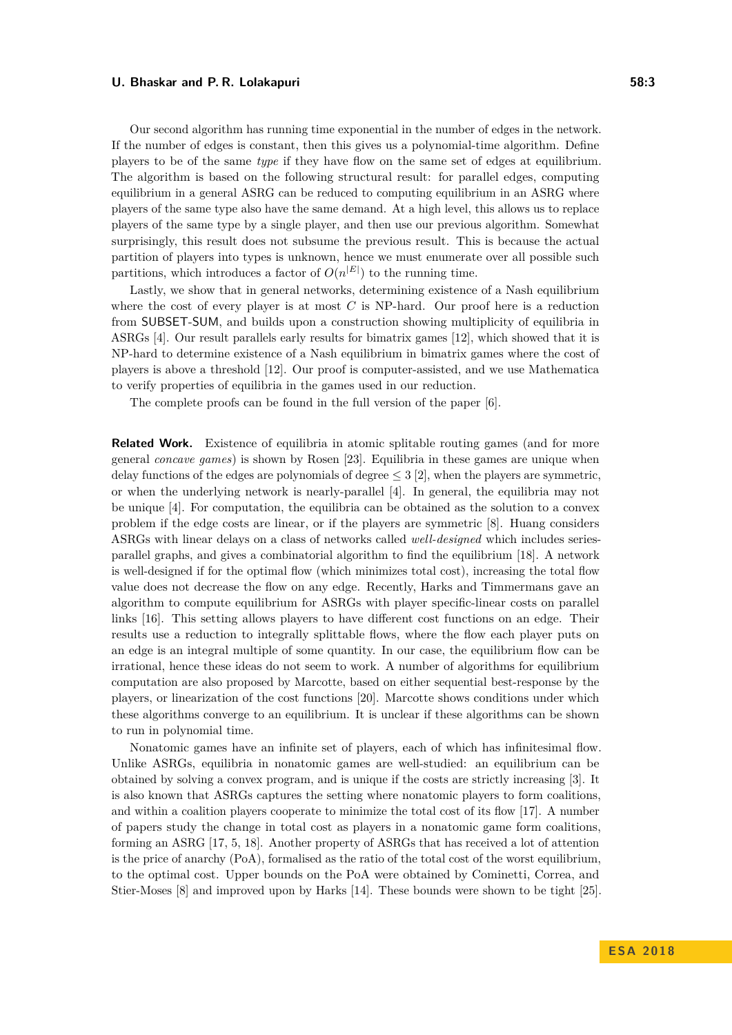Our second algorithm has running time exponential in the number of edges in the network. If the number of edges is constant, then this gives us a polynomial-time algorithm. Define players to be of the same *type* if they have flow on the same set of edges at equilibrium. The algorithm is based on the following structural result: for parallel edges, computing equilibrium in a general ASRG can be reduced to computing equilibrium in an ASRG where players of the same type also have the same demand. At a high level, this allows us to replace players of the same type by a single player, and then use our previous algorithm. Somewhat surprisingly, this result does not subsume the previous result. This is because the actual partition of players into types is unknown, hence we must enumerate over all possible such partitions, which introduces a factor of $O(n^{|E|})$ to the running time.

Lastly, we show that in general networks, determining existence of a Nash equilibrium where the cost of every player is at most $C$ is NP-hard. Our proof here is a reduction from SUBSET-SUM, and builds upon a construction showing multiplicity of equilibria in ASRGs [4]. Our result parallels early results for bimatrix games [12], which showed that it is NP-hard to determine existence of a Nash equilibrium in bimatrix games where the cost of players is above a threshold [12]. Our proof is computer-assisted, and we use Mathematica to verify properties of equilibria in the games used in our reduction.

The complete proofs can be found in the full version of the paper [6].

**Related Work.** Existence of equilibria in atomic splitable routing games (and for more general *concave games*) is shown by Rosen [23]. Equilibria in these games are unique when delay functions of the edges are polynomials of degree $\leq 3$ [2], when the players are symmetric, or when the underlying network is nearly-parallel [4]. In general, the equilibria may not be unique [4]. For computation, the equilibria can be obtained as the solution to a convex problem if the edge costs are linear, or if the players are symmetric [8]. Huang considers ASRGs with linear delays on a class of networks called *well-designed* which includes series-parallel graphs, and gives a combinatorial algorithm to find the equilibrium [18]. A network is well-designed if for the optimal flow (which minimizes total cost), increasing the total flow value does not decrease the flow on any edge. Recently, Harks and Timmermans gave an algorithm to compute equilibrium for ASRGs with player specific-linear costs on parallel links [16]. This setting allows players to have different cost functions on an edge. Their results use a reduction to integrally splittable flows, where the flow each player puts on an edge is an integral multiple of some quantity. In our case, the equilibrium flow can be irrational, hence these ideas do not seem to work. A number of algorithms for equilibrium computation are also proposed by Marcotte, based on either sequential best-response by the players, or linearization of the cost functions [20]. Marcotte shows conditions under which these algorithms converge to an equilibrium. It is unclear if these algorithms can be shown to run in polynomial time.

Nonatomic games have an infinite set of players, each of which has infinitesimal flow. Unlike ASRGs, equilibria in nonatomic games are well-studied: an equilibrium can be obtained by solving a convex program, and is unique if the costs are strictly increasing [3]. It is also known that ASRGs captures the setting where nonatomic players to form coalitions, and within a coalition players cooperate to minimize the total cost of its flow [17]. A number of papers study the change in total cost as players in a nonatomic game form coalitions, forming an ASRG [17, 5, 18]. Another property of ASRGs that has received a lot of attention is the price of anarchy (PoA), formalised as the ratio of the total cost of the worst equilibrium, to the optimal cost. Upper bounds on the PoA were obtained by Cominetti, Correa, and Stier-Moses [8] and improved upon by Harks [14]. These bounds were shown to be tight [25].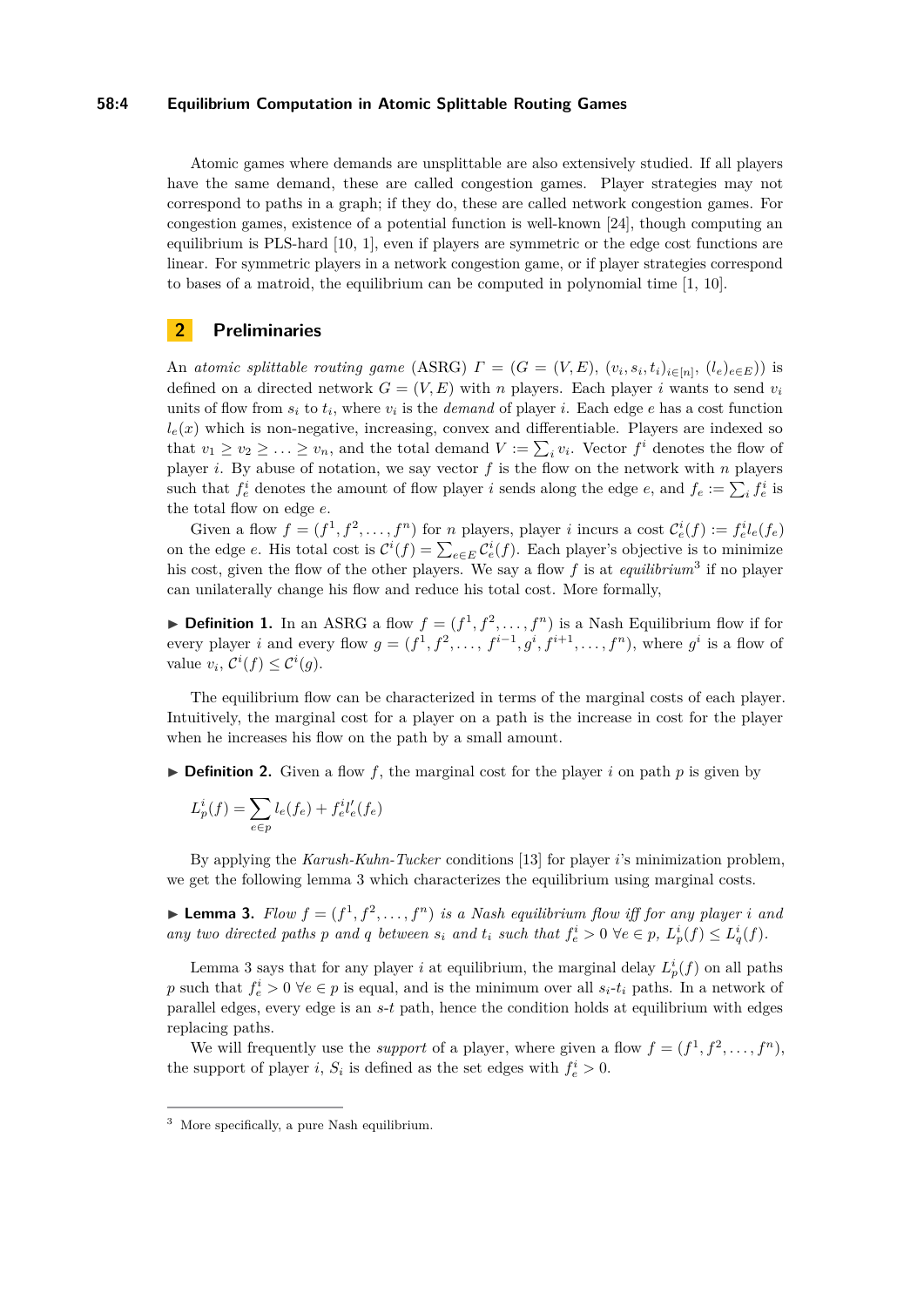Atomic games where demands are unsplittable are also extensively studied. If all players have the same demand, these are called congestion games. Player strategies may not correspond to paths in a graph; if they do, these are called network congestion games. For congestion games, existence of a potential function is well-known [24], though computing an equilibrium is PLS-hard [10, 1], even if players are symmetric or the edge cost functions are linear. For symmetric players in a network congestion game, or if player strategies correspond to bases of a matroid, the equilibrium can be computed in polynomial time [1, 10].

## 2 Preliminaries

An *atomic splittable routing game* (ASRG) $\Gamma = (G = (V, E),\ (v_i, s_i, t_i)_{i\in[n]},\ (l_e)_{e\in E}))$ is defined on a directed network $G = (V, E)$ with $n$ players. Each player $i$ wants to send $v_i$ units of flow from $s_i$ to $t_i$, where $v_i$ is the *demand* of player $i$. Each edge $e$ has a cost function $l_e(x)$ which is non-negative, increasing, convex and differentiable. Players are indexed so that $v_1 \geq v_2 \geq \ldots \geq v_n$, and the total demand $V := \sum_i v_i$. Vector $f^i$ denotes the flow of player $i$. By abuse of notation, we say vector $f$ is the flow on the network with $n$ players such that $f^i_e$ denotes the amount of flow player $i$ sends along the edge $e$, and $f_e := \sum_i f^i_e$ is the total flow on edge $e$.

Given a flow $f = (f^1, f^2, \ldots, f^n)$ for $n$ players, player $i$ incurs a cost $\mathcal{C}^i_e(f) := f^i_e l_e(f_e)$ on the edge $e$. His total cost is $\mathcal{C}^i(f) = \sum_{e\in E} \mathcal{C}^i_e(f)$. Each player's objective is to minimize his cost, given the flow of the other players. We say a flow $f$ is at *equilibrium*[3] if no player can unilaterally change his flow and reduce his total cost. More formally,

▶ **Definition 1.** In an ASRG a flow $f = (f^1, f^2, \ldots, f^n)$ is a Nash Equilibrium flow if for every player $i$ and every flow $g = (f^1, f^2, \ldots, f^{i-1}, g^i, f^{i+1}, \ldots, f^n)$, where $g^i$ is a flow of value $v_i$, $\mathcal{C}^i(f) \leq \mathcal{C}^i(g)$.

The equilibrium flow can be characterized in terms of the marginal costs of each player. Intuitively, the marginal cost for a player on a path is the increase in cost for the player when he increases his flow on the path by a small amount.

▶ **Definition 2.** Given a flow $f$, the marginal cost for the player $i$ on path $p$ is given by

$$L^i_p(f) = \sum_{e\in p} l_e(f_e) + f^i_e l'_e(f_e)$$

By applying the *Karush-Kuhn-Tucker* conditions [13] for player $i$'s minimization problem, we get the following lemma 3 which characterizes the equilibrium using marginal costs.

▶ **Lemma 3.** *Flow $f = (f^1, f^2, \ldots, f^n)$ is a Nash equilibrium flow iff for any player $i$ and any two directed paths $p$ and $q$ between $s_i$ and $t_i$ such that $f^i_e > 0\ \forall e \in p$, $L^i_p(f) \leq L^i_q(f)$.*

Lemma 3 says that for any player $i$ at equilibrium, the marginal delay $L^i_p(f)$ on all paths $p$ such that $f^i_e > 0\ \forall e \in p$ is equal, and is the minimum over all $s_i$-$t_i$ paths. In a network of parallel edges, every edge is an $s$-$t$ path, hence the condition holds at equilibrium with edges replacing paths.

We will frequently use the *support* of a player, where given a flow $f = (f^1, f^2, \ldots, f^n)$, the support of player $i$, $S_i$ is defined as the set edges with $f^i_e > 0$.

---

[3] More specifically, a pure Nash equilibrium.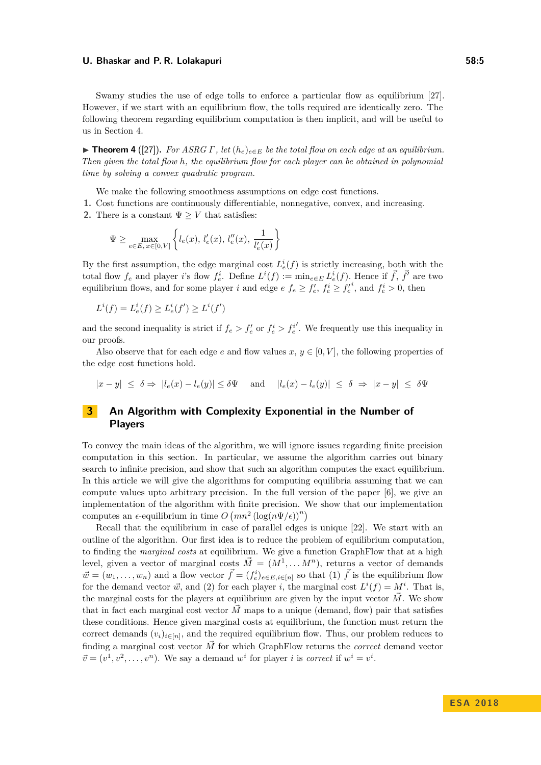Swamy studies the use of edge tolls to enforce a particular flow as equilibrium [27]. However, if we start with an equilibrium flow, the tolls required are identically zero. The following theorem regarding equilibrium computation is then implicit, and will be useful to us in Section 4.

▶ **Theorem 4** ([27]). *For ASRG $\Gamma$, let $(h_e)_{e \in E}$ be the total flow on each edge at an equilibrium. Then given the total flow $h$, the equilibrium flow for each player can be obtained in polynomial time by solving a convex quadratic program.*

We make the following smoothness assumptions on edge cost functions.

1. Cost functions are continuously differentiable, nonnegative, convex, and increasing.
2. There is a constant $\Psi \geq V$ that satisfies:

$$\Psi \geq \max_{e \in E,\, x \in [0,V]} \left\{ l_e(x),\, l_e'(x),\, l_e''(x),\, \frac{1}{l_e'(x)} \right\}$$

By the first assumption, the edge marginal cost $L_e^i(f)$ is strictly increasing, both with the total flow $f_e$ and player $i$'s flow $f_e^i$. Define $L^i(f) := \min_{e \in E} L_e^i(f)$. Hence if $\vec{f}$, $\vec{f}'$ are two equilibrium flows, and for some player $i$ and edge $e$ $f_e \geq f_e'$, $f_e^i \geq f_e'^i$, and $f_e^i > 0$, then

$$L^i(f) = L_e^i(f) \geq L_e^i(f') \geq L^i(f')$$

and the second inequality is strict if $f_e > f_e'$ or $f_e^i > f_e^{i'}$. We frequently use this inequality in our proofs.

Also observe that for each edge $e$ and flow values $x, y \in [0, V]$, the following properties of the edge cost functions hold.

$$|x - y| \leq \delta \Rightarrow |l_e(x) - l_e(y)| \leq \delta\Psi \quad \text{and} \quad |l_e(x) - l_e(y)| \leq \delta \Rightarrow |x - y| \leq \delta\Psi$$

## 3 An Algorithm with Complexity Exponential in the Number of Players

To convey the main ideas of the algorithm, we will ignore issues regarding finite precision computation in this section. In particular, we assume the algorithm carries out binary search to infinite precision, and show that such an algorithm computes the exact equilibrium. In this article we will give the algorithms for computing equilibria assuming that we can compute values upto arbitrary precision. In the full version of the paper [6], we give an implementation of the algorithm with finite precision. We show that our implementation computes an $\epsilon$-equilibrium in time $O\left(mn^2 \left(\log(n\Psi/\epsilon)\right)^n\right)$

Recall that the equilibrium in case of parallel edges is unique [22]. We start with an outline of the algorithm. Our first idea is to reduce the problem of equilibrium computation, to finding the *marginal costs* at equilibrium. We give a function GraphFlow that at a high level, given a vector of marginal costs $\vec{M} = (M^1, \ldots M^n)$, returns a vector of demands $\vec{w} = (w_1, \ldots, w_n)$ and a flow vector $\vec{f} = (f_e^i)_{e \in E, i \in [n]}$ so that (1) $\vec{f}$ is the equilibrium flow for the demand vector $\vec{w}$, and (2) for each player $i$, the marginal cost $L^i(f) = M^i$. That is, the marginal costs for the players at equilibrium are given by the input vector $\vec{M}$. We show that in fact each marginal cost vector $\vec{M}$ maps to a unique (demand, flow) pair that satisfies these conditions. Hence given marginal costs at equilibrium, the function must return the correct demands $(v_i)_{i \in [n]}$, and the required equilibrium flow. Thus, our problem reduces to finding a marginal cost vector $\vec{M}$ for which GraphFlow returns the *correct* demand vector $\vec{v} = (v^1, v^2, \ldots, v^n)$. We say a demand $w^i$ for player $i$ is *correct* if $w^i = v^i$.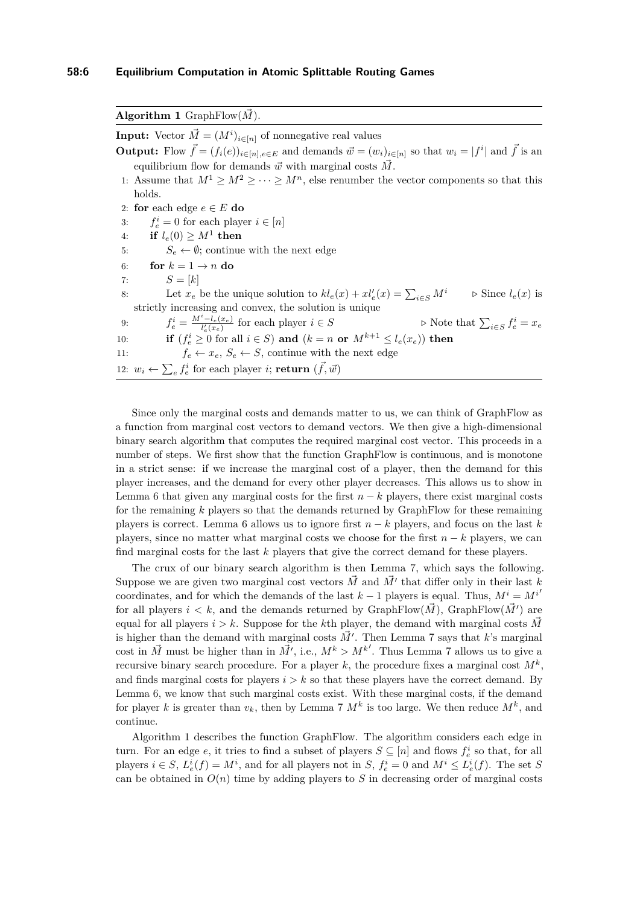**Algorithm 1** GraphFlow($\vec{M}$).

**Input:** Vector $\vec{M} = (M^i)_{i\in[n]}$ of nonnegative real values

**Output:** Flow $\vec{f} = (f_i(e))_{i\in[n],e\in E}$ and demands $\vec{w} = (w_i)_{i\in[n]}$ so that $w_i = |f^i|$ and $\vec{f}$ is an equilibrium flow for demands $\vec{w}$ with marginal costs $\vec{M}$.

```
1: Assume that M^1 ≥ M^2 ≥ ··· ≥ M^n, else renumber the vector components so that this holds.
2: for each edge e ∈ E do
3:     f_e^i = 0 for each player i ∈ [n]
4:     if l_e(0) ≥ M^1 then
5:         S_e ← ∅; continue with the next edge
6:     for k = 1 → n do
7:         S = [k]
8:         Let x_e be the unique solution to k l_e(x) + x l'_e(x) = Σ_{i∈S} M^i    ▷ Since l_e(x) is strictly increasing and convex, the solution is unique
9:         f_e^i = (M^i − l_e(x_e)) / l'_e(x_e) for each player i ∈ S    ▷ Note that Σ_{i∈S} f_e^i = x_e
10:        if (f_e^i ≥ 0 for all i ∈ S) and (k = n or M^{k+1} ≤ l_e(x_e)) then
11:            f_e ← x_e, S_e ← S, continue with the next edge
12: w_i ← Σ_e f_e^i for each player i; return (f, w)
```

Since only the marginal costs and demands matter to us, we can think of GraphFlow as a function from marginal cost vectors to demand vectors. We then give a high-dimensional binary search algorithm that computes the required marginal cost vector. This proceeds in a number of steps. We first show that the function GraphFlow is continuous, and is monotone in a strict sense: if we increase the marginal cost of a player, then the demand for this player increases, and the demand for every other player decreases. This allows us to show in Lemma 6 that given any marginal costs for the first $n-k$ players, there exist marginal costs for the remaining $k$ players so that the demands returned by GraphFlow for these remaining players is correct. Lemma 6 allows us to ignore first $n-k$ players, and focus on the last $k$ players, since no matter what marginal costs we choose for the first $n-k$ players, we can find marginal costs for the last $k$ players that give the correct demand for these players.

The crux of our binary search algorithm is then Lemma 7, which says the following. Suppose we are given two marginal cost vectors $\vec{M}$ and $\vec{M}'$ that differ only in their last $k$ coordinates, and for which the demands of the last $k-1$ players is equal. Thus, $M^i = M^{i\prime}$ for all players $i < k$, and the demands returned by GraphFlow($\vec{M}$), GraphFlow($\vec{M}'$) are equal for all players $i > k$. Suppose for the $k$th player, the demand with marginal costs $\vec{M}$ is higher than the demand with marginal costs $\vec{M}'$. Then Lemma 7 says that $k$'s marginal cost in $\vec{M}$ must be higher than in $\vec{M}'$, i.e., $M^k > M^{k\prime}$. Thus Lemma 7 allows us to give a recursive binary search procedure. For a player $k$, the procedure fixes a marginal cost $M^k$, and finds marginal costs for players $i > k$ so that these players have the correct demand. By Lemma 6, we know that such marginal costs exist. With these marginal costs, if the demand for player $k$ is greater than $v_k$, then by Lemma 7 $M^k$ is too large. We then reduce $M^k$, and continue.

Algorithm 1 describes the function GraphFlow. The algorithm considers each edge in turn. For an edge $e$, it tries to find a subset of players $S \subseteq [n]$ and flows $f_e^i$ so that, for all players $i \in S$, $L_e^i(f) = M^i$, and for all players not in $S$, $f_e^i = 0$ and $M^i \leq L_e^i(f)$. The set $S$ can be obtained in $O(n)$ time by adding players to $S$ in decreasing order of marginal costs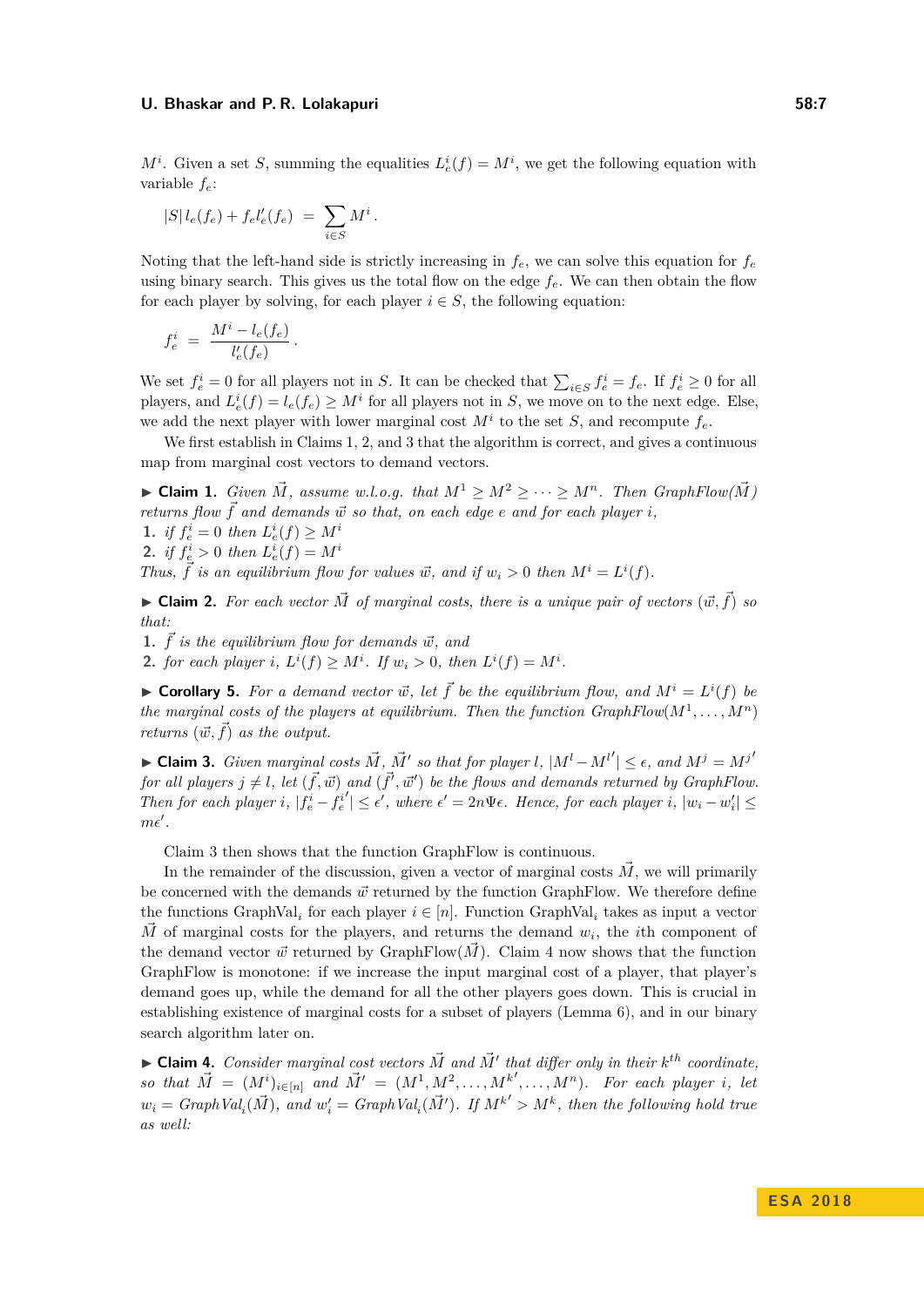$M^i$. Given a set $S$, summing the equalities $L_e^i(f) = M^i$, we get the following equation with variable $f_e$:

$$|S|\, l_e(f_e) + f_e l_e'(f_e) \;=\; \sum_{i \in S} M^i \,.$$

Noting that the left-hand side is strictly increasing in $f_e$, we can solve this equation for $f_e$ using binary search. This gives us the total flow on the edge $f_e$. We can then obtain the flow for each player by solving, for each player $i \in S$, the following equation:

$$f_e^i \;=\; \frac{M^i - l_e(f_e)}{l_e'(f_e)} \,.$$

We set $f_e^i = 0$ for all players not in $S$. It can be checked that $\sum_{i \in S} f_e^i = f_e$. If $f_e^i \geq 0$ for all players, and $L_e^i(f) = l_e(f_e) \geq M^i$ for all players not in $S$, we move on to the next edge. Else, we add the next player with lower marginal cost $M^i$ to the set $S$, and recompute $f_e$.

We first establish in Claims 1, 2, and 3 that the algorithm is correct, and gives a continuous map from marginal cost vectors to demand vectors.

▶ **Claim 1.** *Given $\vec{M}$, assume w.l.o.g. that $M^1 \geq M^2 \geq \cdots \geq M^n$. Then GraphFlow($\vec{M}$) returns flow $\vec{f}$ and demands $\vec{w}$ so that, on each edge $e$ and for each player $i$,*
1. *if $f_e^i = 0$ then $L_e^i(f) \geq M^i$*
2. *if $f_e^i > 0$ then $L_e^i(f) = M^i$*

*Thus, $\vec{f}$ is an equilibrium flow for values $\vec{w}$, and if $w_i > 0$ then $M^i = L^i(f)$.*

▶ **Claim 2.** *For each vector $\vec{M}$ of marginal costs, there is a unique pair of vectors $(\vec{w}, \vec{f})$ so that:*
1. *$\vec{f}$ is the equilibrium flow for demands $\vec{w}$, and*
2. *for each player $i$, $L^i(f) \geq M^i$. If $w_i > 0$, then $L^i(f) = M^i$.*

▶ **Corollary 5.** *For a demand vector $\vec{w}$, let $\vec{f}$ be the equilibrium flow, and $M^i = L^i(f)$ be the marginal costs of the players at equilibrium. Then the function GraphFlow$(M^1, \ldots, M^n)$ returns $(\vec{w}, \vec{f})$ as the output.*

▶ **Claim 3.** *Given marginal costs $\vec{M}$, $\vec{M}'$ so that for player $l$, $|M^l - M^{l'}| \leq \epsilon$, and $M^j = M^{j'}$ for all players $j \neq l$, let $(\vec{f}, \vec{w})$ and $(\vec{f}', \vec{w}')$ be the flows and demands returned by GraphFlow. Then for each player $i$, $|f_e^i - f_e^{i'}| \leq \epsilon'$, where $\epsilon' = 2n\Psi\epsilon$. Hence, for each player $i$, $|w_i - w_i'| \leq m\epsilon'$.*

Claim 3 then shows that the function GraphFlow is continuous.

In the remainder of the discussion, given a vector of marginal costs $\vec{M}$, we will primarily be concerned with the demands $\vec{w}$ returned by the function GraphFlow. We therefore define the functions $\text{GraphVal}_i$ for each player $i \in [n]$. Function $\text{GraphVal}_i$ takes as input a vector $\vec{M}$ of marginal costs for the players, and returns the demand $w_i$, the $i$th component of the demand vector $\vec{w}$ returned by GraphFlow($\vec{M}$). Claim 4 now shows that the function GraphFlow is monotone: if we increase the input marginal cost of a player, that player's demand goes up, while the demand for all the other players goes down. This is crucial in establishing existence of marginal costs for a subset of players (Lemma 6), and in our binary search algorithm later on.

▶ **Claim 4.** *Consider marginal cost vectors $\vec{M}$ and $\vec{M}'$ that differ only in their $k^{th}$ coordinate, so that $\vec{M} = (M^i)_{i \in [n]}$ and $\vec{M}' = (M^1, M^2, \ldots, M^{k'}, \ldots, M^n)$. For each player $i$, let $w_i = \text{GraphVal}_i(\vec{M})$, and $w_i' = \text{GraphVal}_i(\vec{M}')$. If $M^{k'} > M^k$, then the following hold true as well:*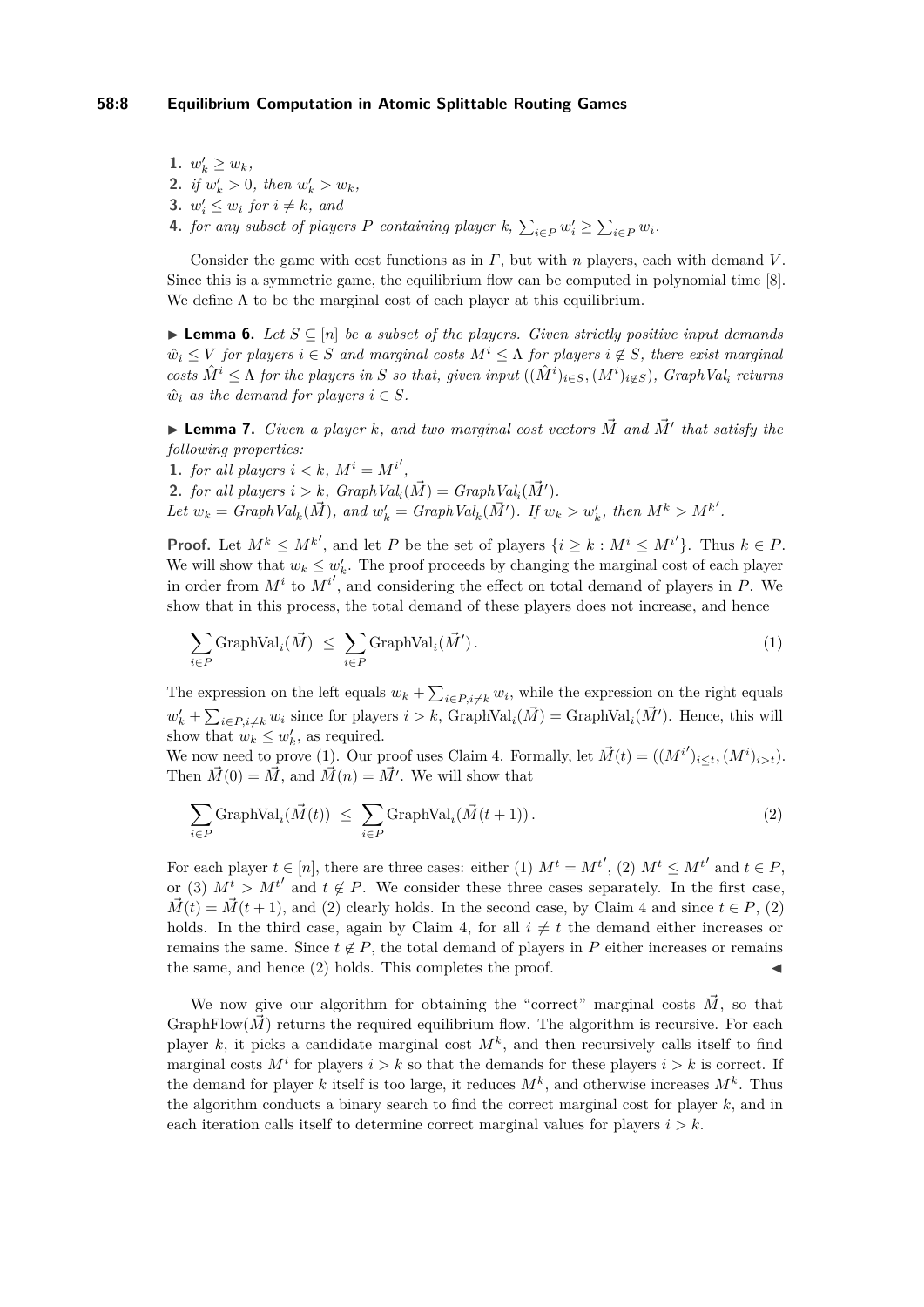1. $w'_k \geq w_k$,
2. *if* $w'_k > 0$*, then* $w'_k > w_k$,
3. $w'_i \leq w_i$ *for* $i \neq k$*, and*
4. *for any subset of players* $P$ *containing player* $k$*,* $\sum_{i \in P} w'_i \geq \sum_{i \in P} w_i$.

Consider the game with cost functions as in $\Gamma$, but with $n$ players, each with demand $V$. Since this is a symmetric game, the equilibrium flow can be computed in polynomial time [8]. We define $\Lambda$ to be the marginal cost of each player at this equilibrium.

▶ **Lemma 6.** *Let* $S \subseteq [n]$ *be a subset of the players. Given strictly positive input demands* $\hat{w}_i \leq V$ *for players* $i \in S$ *and marginal costs* $M^i \leq \Lambda$ *for players* $i \notin S$*, there exist marginal costs* $\hat{M}^i \leq \Lambda$ *for the players in* $S$ *so that, given input* $((\hat{M}^i)_{i \in S}, (M^i)_{i \notin S})$*, GraphVal*$_i$ *returns* $\hat{w}_i$ *as the demand for players* $i \in S$.

▶ **Lemma 7.** *Given a player* $k$*, and two marginal cost vectors* $\vec{M}$ *and* $\vec{M}'$ *that satisfy the following properties:*

1. *for all players* $i < k$*,* $M^i = M^{i'}$,
2. *for all players* $i > k$*, GraphVal*$_i(\vec{M}) =$ *GraphVal*$_i(\vec{M}')$.

*Let* $w_k =$ *GraphVal*$_k(\vec{M})$*, and* $w'_k =$ *GraphVal*$_k(\vec{M}')$*. If* $w_k > w'_k$*, then* $M^k > M^{k'}$.

**Proof.** Let $M^k \leq M^{k'}$, and let $P$ be the set of players $\{i \geq k : M^i \leq M^{i'}\}$. Thus $k \in P$. We will show that $w_k \leq w'_k$. The proof proceeds by changing the marginal cost of each player in order from $M^i$ to $M^{i'}$, and considering the effect on total demand of players in $P$. We show that in this process, the total demand of these players does not increase, and hence

$$\sum_{i \in P} \text{GraphVal}_i(\vec{M}) \;\leq\; \sum_{i \in P} \text{GraphVal}_i(\vec{M}')\,. \tag{1}$$

The expression on the left equals $w_k + \sum_{i \in P, i \neq k} w_i$, while the expression on the right equals $w'_k + \sum_{i \in P, i \neq k} w_i$ since for players $i > k$, $\text{GraphVal}_i(\vec{M}) = \text{GraphVal}_i(\vec{M}')$. Hence, this will show that $w_k \leq w'_k$, as required.

We now need to prove (1). Our proof uses Claim 4. Formally, let $\vec{M}(t) = ((M^{i'})_{i \leq t}, (M^i)_{i > t})$. Then $\vec{M}(0) = \vec{M}$, and $\vec{M}(n) = \vec{M}'$. We will show that

$$\sum_{i \in P} \text{GraphVal}_i(\vec{M}(t)) \;\leq\; \sum_{i \in P} \text{GraphVal}_i(\vec{M}(t+1))\,. \tag{2}$$

For each player $t \in [n]$, there are three cases: either (1) $M^t = M^{t'}$, (2) $M^t \leq M^{t'}$ and $t \in P$, or (3) $M^t > M^{t'}$ and $t \notin P$. We consider these three cases separately. In the first case, $\vec{M}(t) = \vec{M}(t+1)$, and (2) clearly holds. In the second case, by Claim 4 and since $t \in P$, (2) holds. In the third case, again by Claim 4, for all $i \neq t$ the demand either increases or remains the same. Since $t \notin P$, the total demand of players in $P$ either increases or remains the same, and hence (2) holds. This completes the proof. ◀

We now give our algorithm for obtaining the "correct" marginal costs $\vec{M}$, so that $\text{GraphFlow}(\vec{M})$ returns the required equilibrium flow. The algorithm is recursive. For each player $k$, it picks a candidate marginal cost $M^k$, and then recursively calls itself to find marginal costs $M^i$ for players $i > k$ so that the demands for these players $i > k$ is correct. If the demand for player $k$ itself is too large, it reduces $M^k$, and otherwise increases $M^k$. Thus the algorithm conducts a binary search to find the correct marginal cost for player $k$, and in each iteration calls itself to determine correct marginal values for players $i > k$.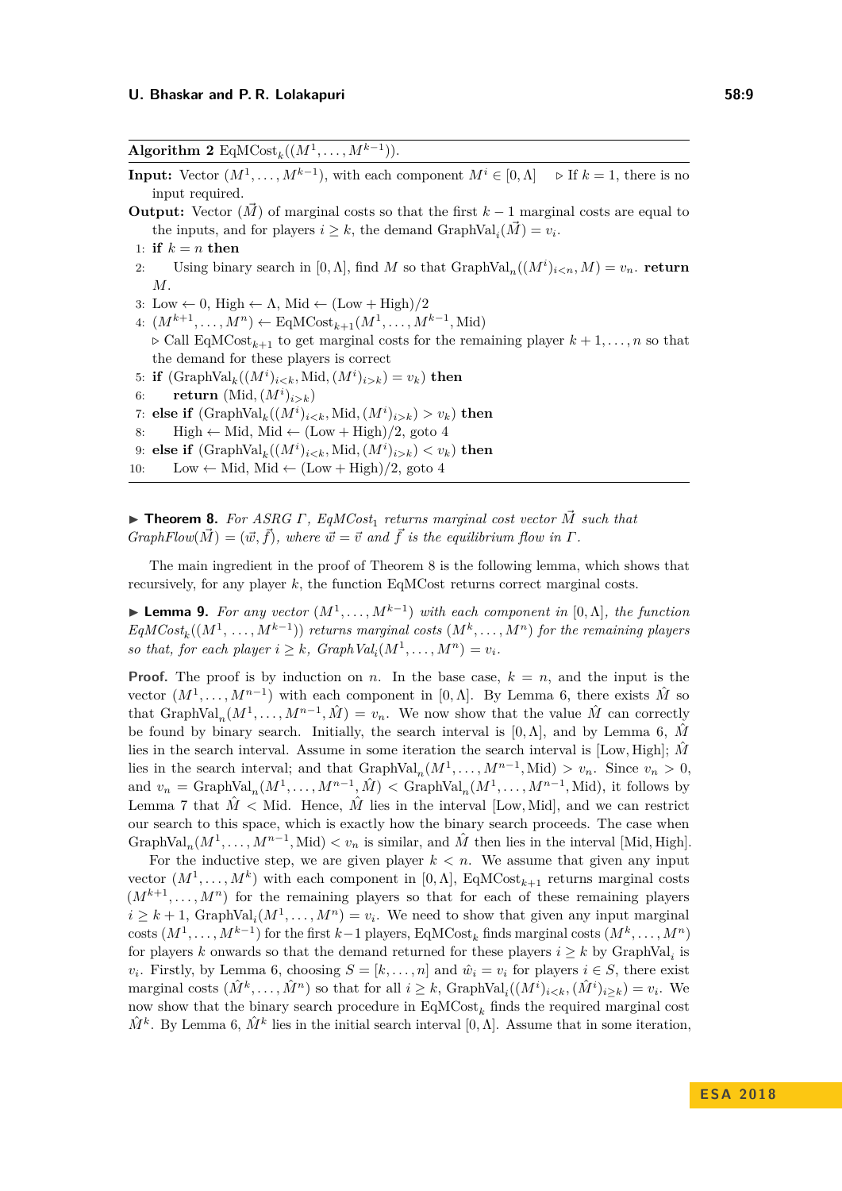**Algorithm 2** $\text{EqMCost}_k((M^1, \ldots, M^{k-1}))$.

**Input:** Vector $(M^1, \ldots, M^{k-1})$, with each component $M^i \in [0, \Lambda]$ ▷ If $k = 1$, there is no input required.

**Output:** Vector $(\vec{M})$ of marginal costs so that the first $k-1$ marginal costs are equal to the inputs, and for players $i \geq k$, the demand $\text{GraphVal}_i(\vec{M}) = v_i$.

1: **if** $k = n$ **then**

2: Using binary search in $[0, \Lambda]$, find $M$ so that $\text{GraphVal}_n((M^i)_{i<n}, M) = v_n$. **return** $M$.

3: $\text{Low} \leftarrow 0$, $\text{High} \leftarrow \Lambda$, $\text{Mid} \leftarrow (\text{Low} + \text{High})/2$

4: $(M^{k+1}, \ldots, M^n) \leftarrow \text{EqMCost}_{k+1}(M^1, \ldots, M^{k-1}, \text{Mid})$

▷ Call $\text{EqMCost}_{k+1}$ to get marginal costs for the remaining player $k+1, \ldots, n$ so that the demand for these players is correct

5: **if** $(\text{GraphVal}_k((M^i)_{i<k}, \text{Mid}, (M^i)_{i>k}) = v_k)$ **then**

6: **return** $(\text{Mid}, (M^i)_{i>k})$

7: **else if** $(\text{GraphVal}_k((M^i)_{i<k}, \text{Mid}, (M^i)_{i>k}) > v_k)$ **then**

8: $\text{High} \leftarrow \text{Mid}$, $\text{Mid} \leftarrow (\text{Low} + \text{High})/2$, goto 4

9: **else if** $(\text{GraphVal}_k((M^i)_{i<k}, \text{Mid}, (M^i)_{i>k}) < v_k)$ **then**

10: $\text{Low} \leftarrow \text{Mid}$, $\text{Mid} \leftarrow (\text{Low} + \text{High})/2$, goto 4

▶ **Theorem 8.** *For ASRG $\Gamma$, $EqMCost_1$ returns marginal cost vector $\vec{M}$ such that $GraphFlow(\vec{M}) = (\vec{w}, \vec{f})$, where $\vec{w} = \vec{v}$ and $\vec{f}$ is the equilibrium flow in $\Gamma$.*

The main ingredient in the proof of Theorem 8 is the following lemma, which shows that recursively, for any player $k$, the function EqMCost returns correct marginal costs.

▶ **Lemma 9.** *For any vector $(M^1, \ldots, M^{k-1})$ with each component in $[0, \Lambda]$, the function $EqMCost_k((M^1, \ldots, M^{k-1}))$ returns marginal costs $(M^k, \ldots, M^n)$ for the remaining players so that, for each player $i \geq k$, $GraphVal_i(M^1, \ldots, M^n) = v_i$.*

**Proof.** The proof is by induction on $n$. In the base case, $k = n$, and the input is the vector $(M^1, \ldots, M^{n-1})$ with each component in $[0, \Lambda]$. By Lemma 6, there exists $\hat{M}$ so that $\text{GraphVal}_n(M^1, \ldots, M^{n-1}, \hat{M}) = v_n$. We now show that the value $\hat{M}$ can correctly be found by binary search. Initially, the search interval is $[0, \Lambda]$, and by Lemma 6, $\hat{M}$ lies in the search interval. Assume in some iteration the search interval is $[\text{Low}, \text{High}]$; $\hat{M}$ lies in the search interval; and that $\text{GraphVal}_n(M^1, \ldots, M^{n-1}, \text{Mid}) > v_n$. Since $v_n > 0$, and $v_n = \text{GraphVal}_n(M^1, \ldots, M^{n-1}, \hat{M}) < \text{GraphVal}_n(M^1, \ldots, M^{n-1}, \text{Mid})$, it follows by Lemma 7 that $\hat{M} < \text{Mid}$. Hence, $\hat{M}$ lies in the interval $[\text{Low}, \text{Mid}]$, and we can restrict our search to this space, which is exactly how the binary search proceeds. The case when $\text{GraphVal}_n(M^1, \ldots, M^{n-1}, \text{Mid}) < v_n$ is similar, and $\hat{M}$ then lies in the interval $[\text{Mid}, \text{High}]$.

For the inductive step, we are given player $k < n$. We assume that given any input vector $(M^1, \ldots, M^k)$ with each component in $[0, \Lambda]$, $\text{EqMCost}_{k+1}$ returns marginal costs $(M^{k+1}, \ldots, M^n)$ for the remaining players so that for each of these remaining players $i \geq k+1$, $\text{GraphVal}_i(M^1, \ldots, M^n) = v_i$. We need to show that given any input marginal costs $(M^1, \ldots, M^{k-1})$ for the first $k-1$ players, $\text{EqMCost}_k$ finds marginal costs $(M^k, \ldots, M^n)$ for players $k$ onwards so that the demand returned for these players $i \geq k$ by $\text{GraphVal}_i$ is $v_i$. Firstly, by Lemma 6, choosing $S = [k, \ldots, n]$ and $\hat{w}_i = v_i$ for players $i \in S$, there exist marginal costs $(\hat{M}^k, \ldots, \hat{M}^n)$ so that for all $i \geq k$, $\text{GraphVal}_i((M^i)_{i<k}, (\hat{M}^i)_{i \geq k}) = v_i$. We now show that the binary search procedure in $\text{EqMCost}_k$ finds the required marginal cost $\hat{M}^k$. By Lemma 6, $\hat{M}^k$ lies in the initial search interval $[0, \Lambda]$. Assume that in some iteration,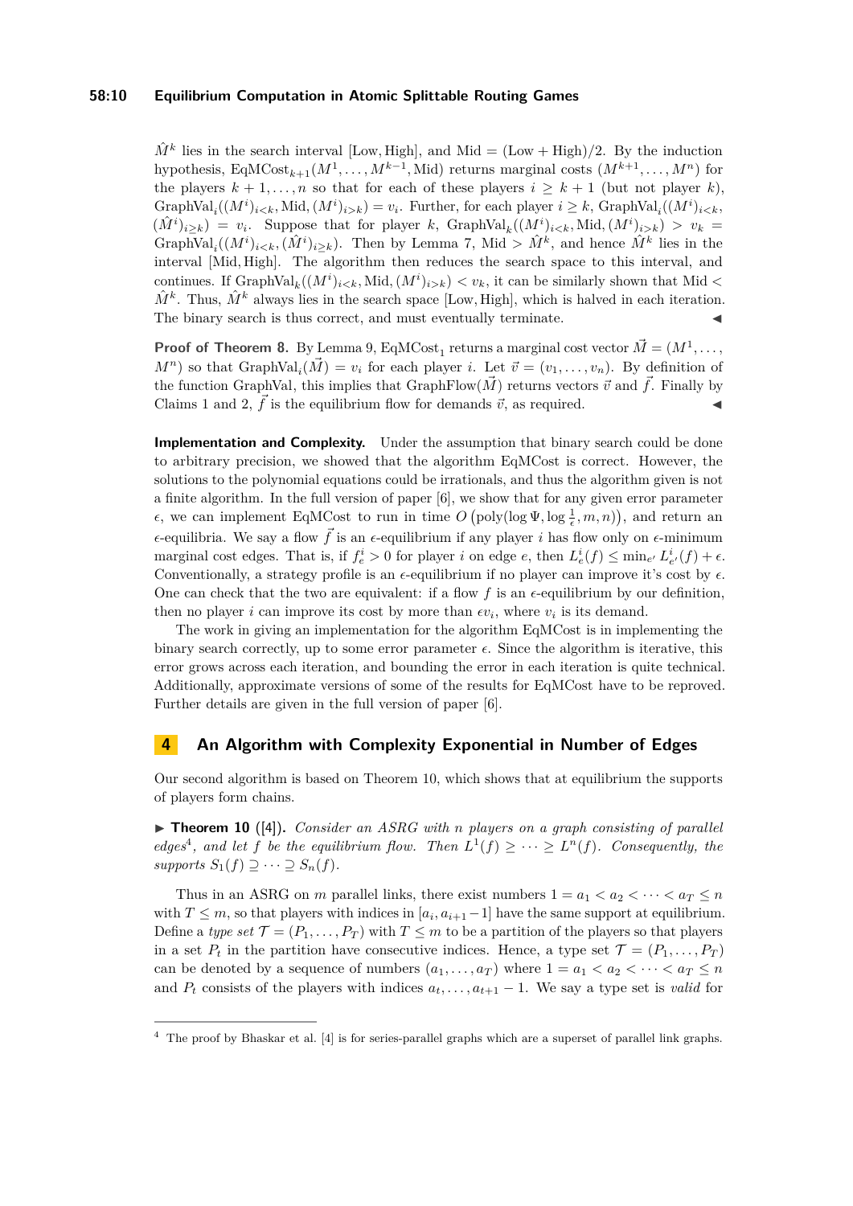$\hat{M}^k$ lies in the search interval [Low, High], and Mid = (Low + High)/2. By the induction hypothesis, $\text{EqMCost}_{k+1}(M^1, \ldots, M^{k-1}, \text{Mid})$ returns marginal costs $(M^{k+1}, \ldots, M^n)$ for the players $k+1, \ldots, n$ so that for each of these players $i \geq k+1$ (but not player $k$), $\text{GraphVal}_i((M^i)_{i<k}, \text{Mid}, (M^i)_{i>k}) = v_i$. Further, for each player $i \geq k$, $\text{GraphVal}_i((M^i)_{i<k}, (\hat{M}^i)_{i\geq k}) = v_i$. Suppose that for player $k$, $\text{GraphVal}_k((M^i)_{i<k}, \text{Mid}, (M^i)_{i>k}) > v_k = \text{GraphVal}_i((M^i)_{i<k}, (\hat{M}^i)_{i\geq k})$. Then by Lemma 7, Mid $> \hat{M}^k$, and hence $\hat{M}^k$ lies in the interval [Mid, High]. The algorithm then reduces the search space to this interval, and continues. If $\text{GraphVal}_k((M^i)_{i<k}, \text{Mid}, (M^i)_{i>k}) < v_k$, it can be similarly shown that Mid $< \hat{M}^k$. Thus, $\hat{M}^k$ always lies in the search space [Low, High], which is halved in each iteration. The binary search is thus correct, and must eventually terminate. ◀

**Proof of Theorem 8.** By Lemma 9, $\text{EqMCost}_1$ returns a marginal cost vector $\vec{M} = (M^1, \ldots, M^n)$ so that $\text{GraphVal}_i(\vec{M}) = v_i$ for each player $i$. Let $\vec{v} = (v_1, \ldots, v_n)$. By definition of the function GraphVal, this implies that $\text{GraphFlow}(\vec{M})$ returns vectors $\vec{v}$ and $\vec{f}$. Finally by Claims 1 and 2, $\vec{f}$ is the equilibrium flow for demands $\vec{v}$, as required. ◀

**Implementation and Complexity.** Under the assumption that binary search could be done to arbitrary precision, we showed that the algorithm EqMCost is correct. However, the solutions to the polynomial equations could be irrationals, and thus the algorithm given is not a finite algorithm. In the full version of paper [6], we show that for any given error parameter $\epsilon$, we can implement EqMCost to run in time $O\left(\text{poly}(\log \Psi, \log \frac{1}{\epsilon}, m, n)\right)$, and return an $\epsilon$-equilibria. We say a flow $\vec{f}$ is an $\epsilon$-equilibrium if any player $i$ has flow only on $\epsilon$-minimum marginal cost edges. That is, if $f_e^i > 0$ for player $i$ on edge $e$, then $L_e^i(f) \leq \min_{e'} L_{e'}^i(f) + \epsilon$. Conventionally, a strategy profile is an $\epsilon$-equilibrium if no player can improve it's cost by $\epsilon$. One can check that the two are equivalent: if a flow $f$ is an $\epsilon$-equilibrium by our definition, then no player $i$ can improve its cost by more than $\epsilon v_i$, where $v_i$ is its demand.

The work in giving an implementation for the algorithm EqMCost is in implementing the binary search correctly, up to some error parameter $\epsilon$. Since the algorithm is iterative, this error grows across each iteration, and bounding the error in each iteration is quite technical. Additionally, approximate versions of some of the results for EqMCost have to be reproved. Further details are given in the full version of paper [6].

## 4 An Algorithm with Complexity Exponential in Number of Edges

Our second algorithm is based on Theorem 10, which shows that at equilibrium the supports of players form chains.

▶ **Theorem 10** ([4]). *Consider an ASRG with $n$ players on a graph consisting of parallel edges*[4]*, and let $f$ be the equilibrium flow. Then $L^1(f) \geq \cdots \geq L^n(f)$. Consequently, the supports $S_1(f) \supseteq \cdots \supseteq S_n(f)$.*

Thus in an ASRG on $m$ parallel links, there exist numbers $1 = a_1 < a_2 < \cdots < a_T \leq n$ with $T \leq m$, so that players with indices in $[a_i, a_{i+1} - 1]$ have the same support at equilibrium. Define a *type set* $\mathcal{T} = (P_1, \ldots, P_T)$ with $T \leq m$ to be a partition of the players so that players in a set $P_t$ in the partition have consecutive indices. Hence, a type set $\mathcal{T} = (P_1, \ldots, P_T)$ can be denoted by a sequence of numbers $(a_1, \ldots, a_T)$ where $1 = a_1 < a_2 < \cdots < a_T \leq n$ and $P_t$ consists of the players with indices $a_t, \ldots, a_{t+1} - 1$. We say a type set is *valid* for

[4] The proof by Bhaskar et al. [4] is for series-parallel graphs which are a superset of parallel link graphs.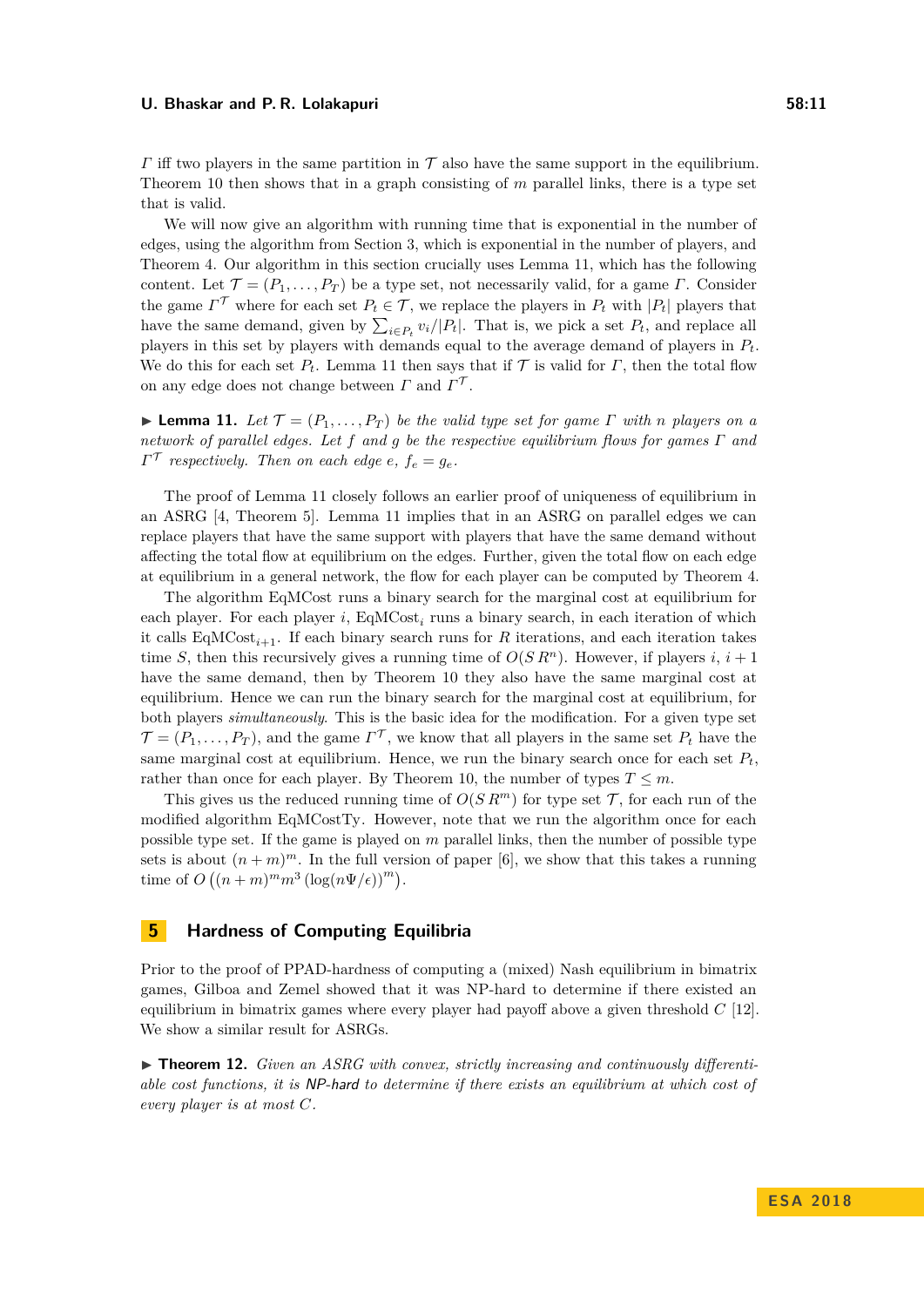$\Gamma$ iff two players in the same partition in $\mathcal{T}$ also have the same support in the equilibrium. Theorem 10 then shows that in a graph consisting of $m$ parallel links, there is a type set that is valid.

We will now give an algorithm with running time that is exponential in the number of edges, using the algorithm from Section 3, which is exponential in the number of players, and Theorem 4. Our algorithm in this section crucially uses Lemma 11, which has the following content. Let $\mathcal{T} = (P_1, \ldots, P_T)$ be a type set, not necessarily valid, for a game $\Gamma$. Consider the game $\Gamma^{\mathcal{T}}$ where for each set $P_t \in \mathcal{T}$, we replace the players in $P_t$ with $|P_t|$ players that have the same demand, given by $\sum_{i \in P_t} v_i / |P_t|$. That is, we pick a set $P_t$, and replace all players in this set by players with demands equal to the average demand of players in $P_t$. We do this for each set $P_t$. Lemma 11 then says that if $\mathcal{T}$ is valid for $\Gamma$, then the total flow on any edge does not change between $\Gamma$ and $\Gamma^{\mathcal{T}}$.

▶ **Lemma 11.** *Let $\mathcal{T} = (P_1, \ldots, P_T)$ be the valid type set for game $\Gamma$ with $n$ players on a network of parallel edges. Let $f$ and $g$ be the respective equilibrium flows for games $\Gamma$ and $\Gamma^{\mathcal{T}}$ respectively. Then on each edge $e$, $f_e = g_e$.*

The proof of Lemma 11 closely follows an earlier proof of uniqueness of equilibrium in an ASRG [4, Theorem 5]. Lemma 11 implies that in an ASRG on parallel edges we can replace players that have the same support with players that have the same demand without affecting the total flow at equilibrium on the edges. Further, given the total flow on each edge at equilibrium in a general network, the flow for each player can be computed by Theorem 4.

The algorithm EqMCost runs a binary search for the marginal cost at equilibrium for each player. For each player $i$, $\text{EqMCost}_i$ runs a binary search, in each iteration of which it calls $\text{EqMCost}_{i+1}$. If each binary search runs for $R$ iterations, and each iteration takes time $S$, then this recursively gives a running time of $O(S\,R^n)$. However, if players $i$, $i+1$ have the same demand, then by Theorem 10 they also have the same marginal cost at equilibrium. Hence we can run the binary search for the marginal cost at equilibrium, for both players *simultaneously*. This is the basic idea for the modification. For a given type set $\mathcal{T} = (P_1, \ldots, P_T)$, and the game $\Gamma^{\mathcal{T}}$, we know that all players in the same set $P_t$ have the same marginal cost at equilibrium. Hence, we run the binary search once for each set $P_t$, rather than once for each player. By Theorem 10, the number of types $T \leq m$.

This gives the reduced running time of $O(S\,R^m)$ for type set $\mathcal{T}$, for each run of the modified algorithm EqMCostTy. However, note that we run the algorithm once for each possible type set. If the game is played on $m$ parallel links, then the number of possible type sets is about $(n+m)^m$. In the full version of paper [6], we show that this takes a running time of $O\left((n+m)^m m^3 \left(\log(n\Psi/\epsilon)\right)^m\right)$.

## 5 Hardness of Computing Equilibria

Prior to the proof of PPAD-hardness of computing a (mixed) Nash equilibrium in bimatrix games, Gilboa and Zemel showed that it was NP-hard to determine if there existed an equilibrium in bimatrix games where every player had payoff above a given threshold $C$ [12]. We show a similar result for ASRGs.

▶ **Theorem 12.** *Given an ASRG with convex, strictly increasing and continuously differentiable cost functions, it is* NP-hard *to determine if there exists an equilibrium at which cost of every player is at most $C$.*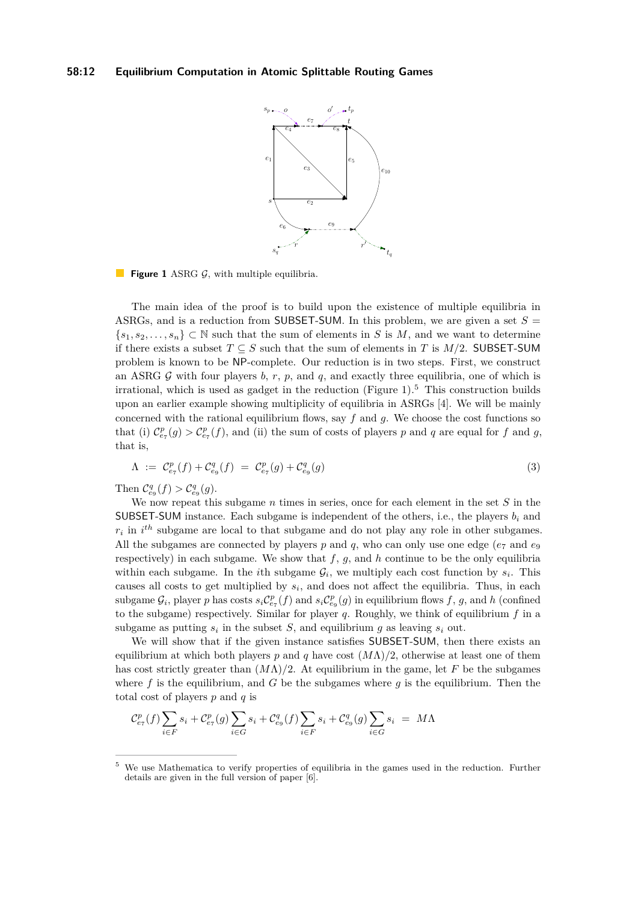**Figure 1** ASRG $\mathcal{G}$, with multiple equilibria.

The main idea of the proof is to build upon the existence of multiple equilibria in ASRGs, and is a reduction from SUBSET-SUM. In this problem, we are given a set $S = \{s_1, s_2, \ldots, s_n\} \subset \mathbb{N}$ such that the sum of elements in $S$ is $M$, and we want to determine if there exists a subset $T \subseteq S$ such that the sum of elements in $T$ is $M/2$. SUBSET-SUM problem is known to be NP-complete. Our reduction is in two steps. First, we construct an ASRG $\mathcal{G}$ with four players $b$, $r$, $p$, and $q$, and exactly three equilibria, one of which is irrational, which is used as gadget in the reduction (Figure 1).[5] This construction builds upon an earlier example showing multiplicity of equilibria in ASRGs [4]. We will be mainly concerned with the rational equilibrium flows, say $f$ and $g$. We choose the cost functions so that (i) $\mathcal{C}^p_{e_7}(g) > \mathcal{C}^p_{e_7}(f)$, and (ii) the sum of costs of players $p$ and $q$ are equal for $f$ and $g$, that is,

$$\Lambda \; := \; \mathcal{C}^p_{e_7}(f) + \mathcal{C}^q_{e_9}(f) \; = \; \mathcal{C}^p_{e_7}(g) + \mathcal{C}^q_{e_9}(g) \tag{3}$$

Then $\mathcal{C}^q_{e_9}(f) > \mathcal{C}^q_{e_9}(g)$.

We now repeat this subgame $n$ times in series, once for each element in the set $S$ in the SUBSET-SUM instance. Each subgame is independent of the others, i.e., the players $b_i$ and $r_i$ in $i^{th}$ subgame are local to that subgame and do not play any role in other subgames. All the subgames are connected by players $p$ and $q$, who can only use one edge ($e_7$ and $e_9$ respectively) in each subgame. We show that $f$, $g$, and $h$ continue to be the only equilibria within each subgame. In the $i$th subgame $\mathcal{G}_i$, we multiply each cost function by $s_i$. This causes all costs to get multiplied by $s_i$, and does not affect the equilibria. Thus, in each subgame $\mathcal{G}_i$, player $p$ has costs $s_i \mathcal{C}^p_{e_7}(f)$ and $s_i \mathcal{C}^p_{e_9}(g)$ in equilibrium flows $f$, $g$, and $h$ (confined to the subgame) respectively. Similar for player $q$. Roughly, we think of equilibrium $f$ in a subgame as putting $s_i$ in the subset $S$, and equilibrium $g$ as leaving $s_i$ out.

We will show that if the given instance satisfies SUBSET-SUM, then there exists an equilibrium at which both players $p$ and $q$ have cost $(M\Lambda)/2$, otherwise at least one of them has cost strictly greater than $(M\Lambda)/2$. At equilibrium in the game, let $F$ be the subgames where $f$ is the equilibrium, and $G$ be the subgames where $g$ is the equilibrium. Then the total cost of players $p$ and $q$ is

$$\mathcal{C}^p_{e_7}(f) \sum_{i \in F} s_i + \mathcal{C}^p_{e_7}(g) \sum_{i \in G} s_i + \mathcal{C}^q_{e_9}(f) \sum_{i \in F} s_i + \mathcal{C}^q_{e_9}(g) \sum_{i \in G} s_i \; = \; M\Lambda$$

---

[5] We use Mathematica to verify properties of equilibria in the games used in the reduction. Further details are given in the full version of paper [6].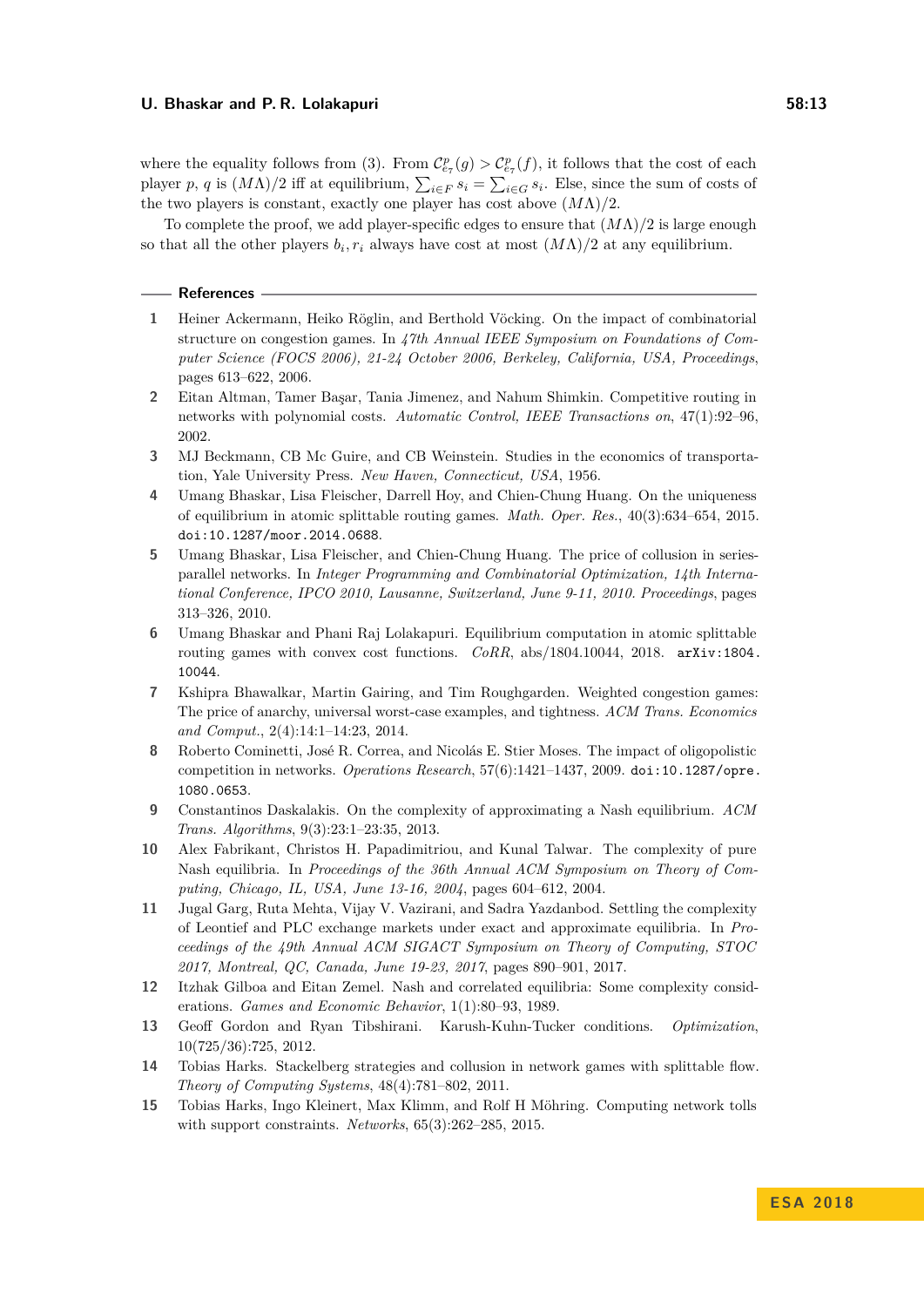where the equality follows from (3). From $\mathcal{C}^p_{e_7}(g) > \mathcal{C}^p_{e_7}(f)$, it follows that the cost of each player $p$, $q$ is $(M\Lambda)/2$ iff at equilibrium, $\sum_{i \in F} s_i = \sum_{i \in G} s_i$. Else, since the sum of costs of the two players is constant, exactly one player has cost above $(M\Lambda)/2$.

To complete the proof, we add player-specific edges to ensure that $(M\Lambda)/2$ is large enough so that all the other players $b_i, r_i$ always have cost at most $(M\Lambda)/2$ at any equilibrium.

## References

1. Heiner Ackermann, Heiko Röglin, and Berthold Vöcking. On the impact of combinatorial structure on congestion games. In *47th Annual IEEE Symposium on Foundations of Computer Science (FOCS 2006), 21-24 October 2006, Berkeley, California, USA, Proceedings*, pages 613–622, 2006.
2. Eitan Altman, Tamer Başar, Tania Jimenez, and Nahum Shimkin. Competitive routing in networks with polynomial costs. *Automatic Control, IEEE Transactions on*, 47(1):92–96, 2002.
3. MJ Beckmann, CB Mc Guire, and CB Weinstein. Studies in the economics of transportation, Yale University Press. *New Haven, Connecticut, USA*, 1956.
4. Umang Bhaskar, Lisa Fleischer, Darrell Hoy, and Chien-Chung Huang. On the uniqueness of equilibrium in atomic splittable routing games. *Math. Oper. Res.*, 40(3):634–654, 2015. doi:10.1287/moor.2014.0688.
5. Umang Bhaskar, Lisa Fleischer, and Chien-Chung Huang. The price of collusion in series-parallel networks. In *Integer Programming and Combinatorial Optimization, 14th International Conference, IPCO 2010, Lausanne, Switzerland, June 9-11, 2010. Proceedings*, pages 313–326, 2010.
6. Umang Bhaskar and Phani Raj Lolakapuri. Equilibrium computation in atomic splittable routing games with convex cost functions. *CoRR*, abs/1804.10044, 2018. arXiv:1804.10044.
7. Kshipra Bhawalkar, Martin Gairing, and Tim Roughgarden. Weighted congestion games: The price of anarchy, universal worst-case examples, and tightness. *ACM Trans. Economics and Comput.*, 2(4):14:1–14:23, 2014.
8. Roberto Cominetti, José R. Correa, and Nicolás E. Stier Moses. The impact of oligopolistic competition in networks. *Operations Research*, 57(6):1421–1437, 2009. doi:10.1287/opre.1080.0653.
9. Constantinos Daskalakis. On the complexity of approximating a Nash equilibrium. *ACM Trans. Algorithms*, 9(3):23:1–23:35, 2013.
10. Alex Fabrikant, Christos H. Papadimitriou, and Kunal Talwar. The complexity of pure Nash equilibria. In *Proceedings of the 36th Annual ACM Symposium on Theory of Computing, Chicago, IL, USA, June 13-16, 2004*, pages 604–612, 2004.
11. Jugal Garg, Ruta Mehta, Vijay V. Vazirani, and Sadra Yazdanbod. Settling the complexity of Leontief and PLC exchange markets under exact and approximate equilibria. In *Proceedings of the 49th Annual ACM SIGACT Symposium on Theory of Computing, STOC 2017, Montreal, QC, Canada, June 19-23, 2017*, pages 890–901, 2017.
12. Itzhak Gilboa and Eitan Zemel. Nash and correlated equilibria: Some complexity considerations. *Games and Economic Behavior*, 1(1):80–93, 1989.
13. Geoff Gordon and Ryan Tibshirani. Karush-Kuhn-Tucker conditions. *Optimization*, 10(725/36):725, 2012.
14. Tobias Harks. Stackelberg strategies and collusion in network games with splittable flow. *Theory of Computing Systems*, 48(4):781–802, 2011.
15. Tobias Harks, Ingo Kleinert, Max Klimm, and Rolf H Möhring. Computing network tolls with support constraints. *Networks*, 65(3):262–285, 2015.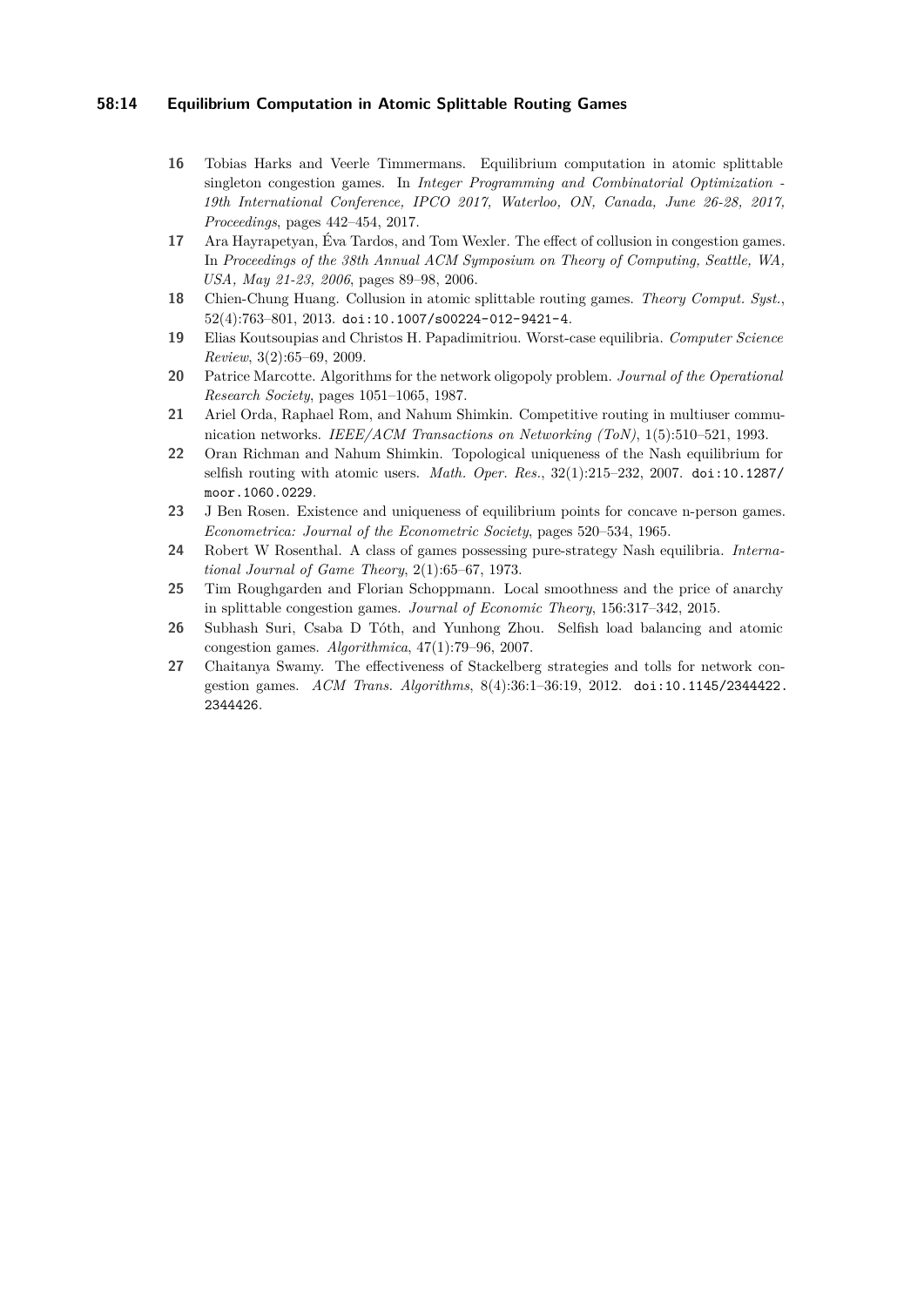16 Tobias Harks and Veerle Timmermans. Equilibrium computation in atomic splittable singleton congestion games. In *Integer Programming and Combinatorial Optimization - 19th International Conference, IPCO 2017, Waterloo, ON, Canada, June 26-28, 2017, Proceedings*, pages 442–454, 2017.

17 Ara Hayrapetyan, Éva Tardos, and Tom Wexler. The effect of collusion in congestion games. In *Proceedings of the 38th Annual ACM Symposium on Theory of Computing, Seattle, WA, USA, May 21-23, 2006*, pages 89–98, 2006.

18 Chien-Chung Huang. Collusion in atomic splittable routing games. *Theory Comput. Syst.*, 52(4):763–801, 2013. doi:10.1007/s00224-012-9421-4.

19 Elias Koutsoupias and Christos H. Papadimitriou. Worst-case equilibria. *Computer Science Review*, 3(2):65–69, 2009.

20 Patrice Marcotte. Algorithms for the network oligopoly problem. *Journal of the Operational Research Society*, pages 1051–1065, 1987.

21 Ariel Orda, Raphael Rom, and Nahum Shimkin. Competitive routing in multiuser communication networks. *IEEE/ACM Transactions on Networking (ToN)*, 1(5):510–521, 1993.

22 Oran Richman and Nahum Shimkin. Topological uniqueness of the Nash equilibrium for selfish routing with atomic users. *Math. Oper. Res.*, 32(1):215–232, 2007. doi:10.1287/moor.1060.0229.

23 J Ben Rosen. Existence and uniqueness of equilibrium points for concave n-person games. *Econometrica: Journal of the Econometric Society*, pages 520–534, 1965.

24 Robert W Rosenthal. A class of games possessing pure-strategy Nash equilibria. *International Journal of Game Theory*, 2(1):65–67, 1973.

25 Tim Roughgarden and Florian Schoppmann. Local smoothness and the price of anarchy in splittable congestion games. *Journal of Economic Theory*, 156:317–342, 2015.

26 Subhash Suri, Csaba D Tóth, and Yunhong Zhou. Selfish load balancing and atomic congestion games. *Algorithmica*, 47(1):79–96, 2007.

27 Chaitanya Swamy. The effectiveness of Stackelberg strategies and tolls for network congestion games. *ACM Trans. Algorithms*, 8(4):36:1–36:19, 2012. doi:10.1145/2344422.2344426.